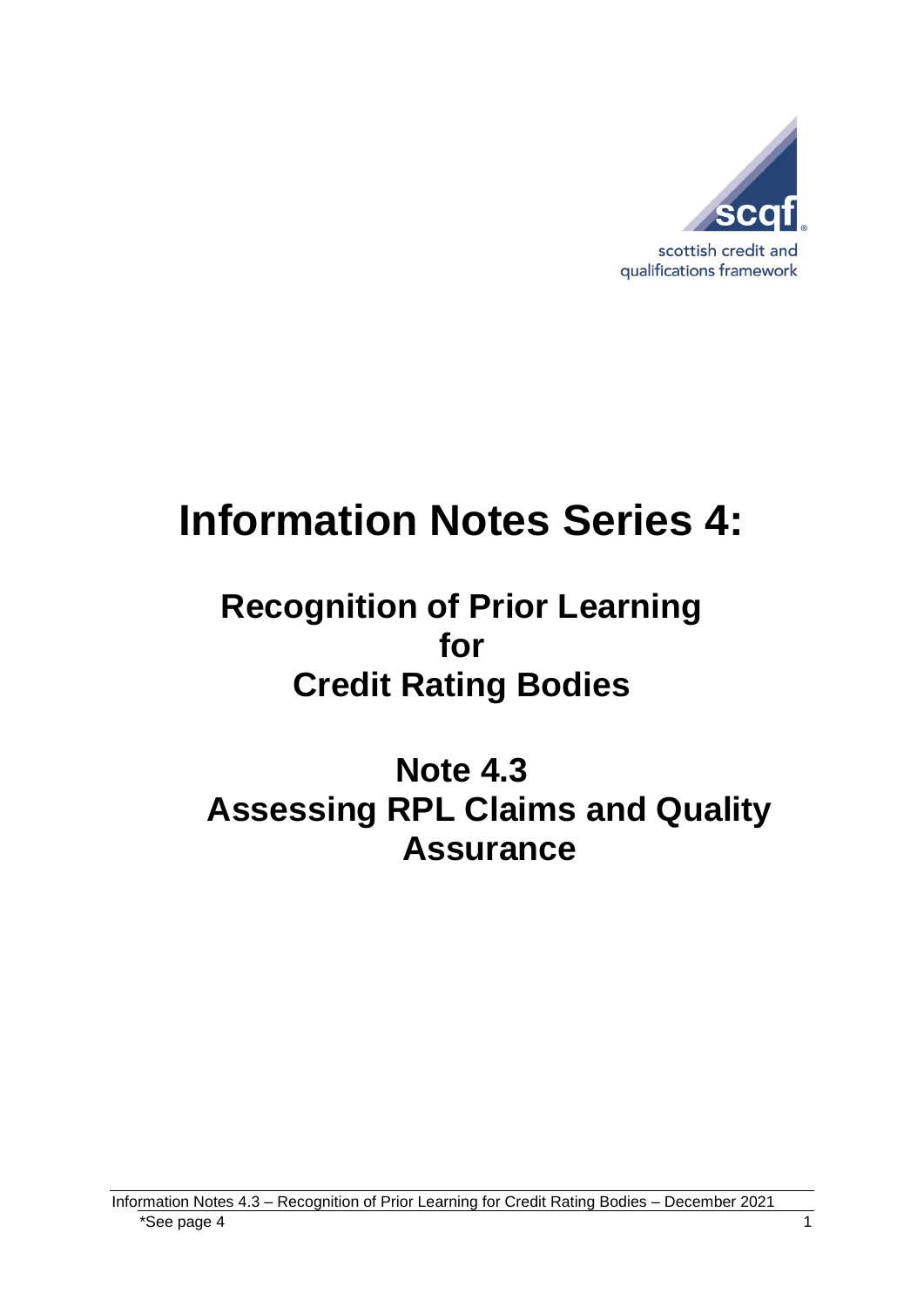scottish credit and qualifications framework

# Information Notes Series 4:

## Recognition of Prior Learning for Credit Rating Bodies

## Note 4.3 Assessing RPL Claims and Quality Assurance

*See page 4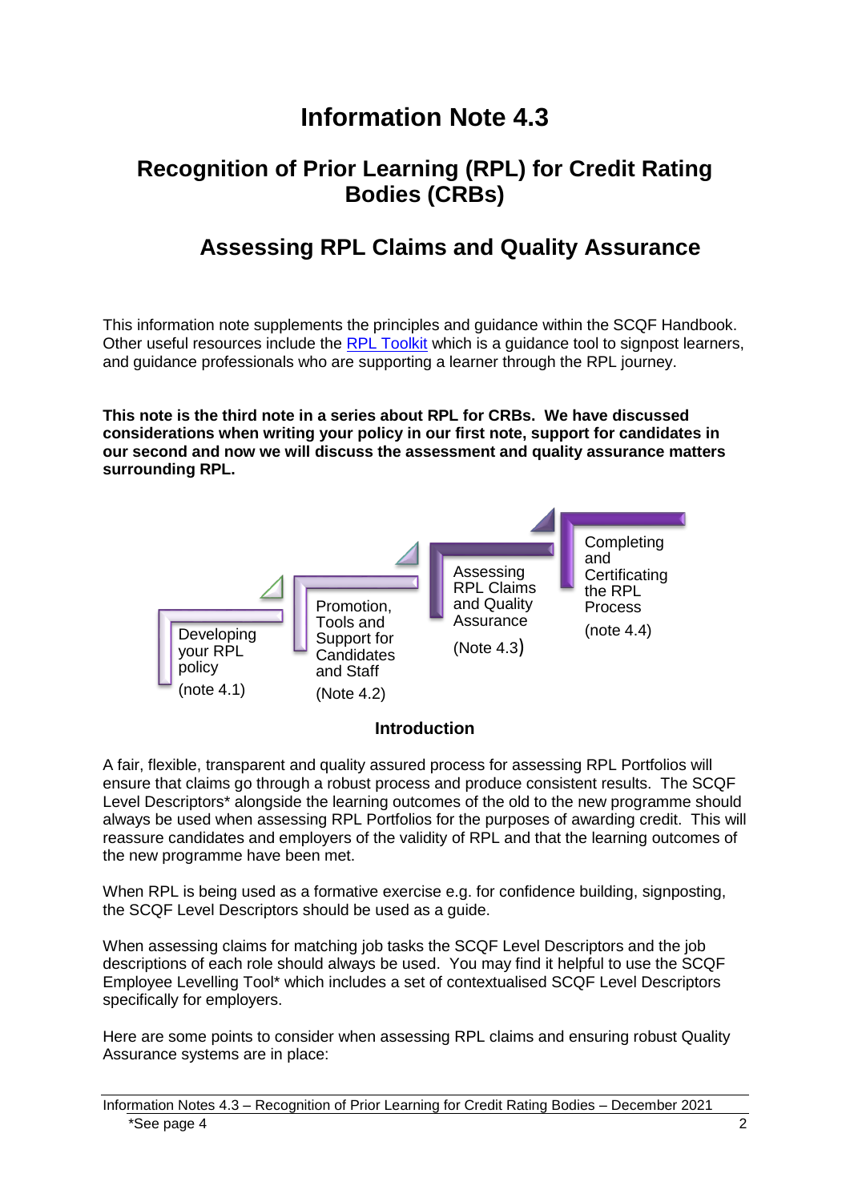# Information Note 4.3

## Recognition of Prior Learning (RPL) for Credit Rating Bodies (CRBs)

## Assessing RPL Claims and Quality Assurance

This information note supplements the principles and guidance within the SCQF Handbook. Other useful resources include the RPL Toolkit which is a guidance tool to signpost learners, and guidance professionals who are supporting a learner through the RPL journey.

**This note is the third note in a series about RPL for CRBs. We have discussed considerations when writing your policy in our first note, support for candidates in our second and now we will discuss the assessment and quality assurance matters surrounding RPL.**

Developing your RPL policy (note 4.1)

Promotion, Tools and Support for Candidates and Staff (Note 4.2)

Assessing RPL Claims and Quality Assurance (Note 4.3)

Completing and Certificating the RPL Process (note 4.4)

### Introduction

A fair, flexible, transparent and quality assured process for assessing RPL Portfolios will ensure that claims go through a robust process and produce consistent results. The SCQF Level Descriptors* alongside the learning outcomes of the old to the new programme should always be used when assessing RPL Portfolios for the purposes of awarding credit. This will reassure candidates and employers of the validity of RPL and that the learning outcomes of the new programme have been met.

When RPL is being used as a formative exercise e.g. for confidence building, signposting, the SCQF Level Descriptors should be used as a guide.

When assessing claims for matching job tasks the SCQF Level Descriptors and the job descriptions of each role should always be used. You may find it helpful to use the SCQF Employee Levelling Tool* which includes a set of contextualised SCQF Level Descriptors specifically for employers.

Here are some points to consider when assessing RPL claims and ensuring robust Quality Assurance systems are in place:

*See page 4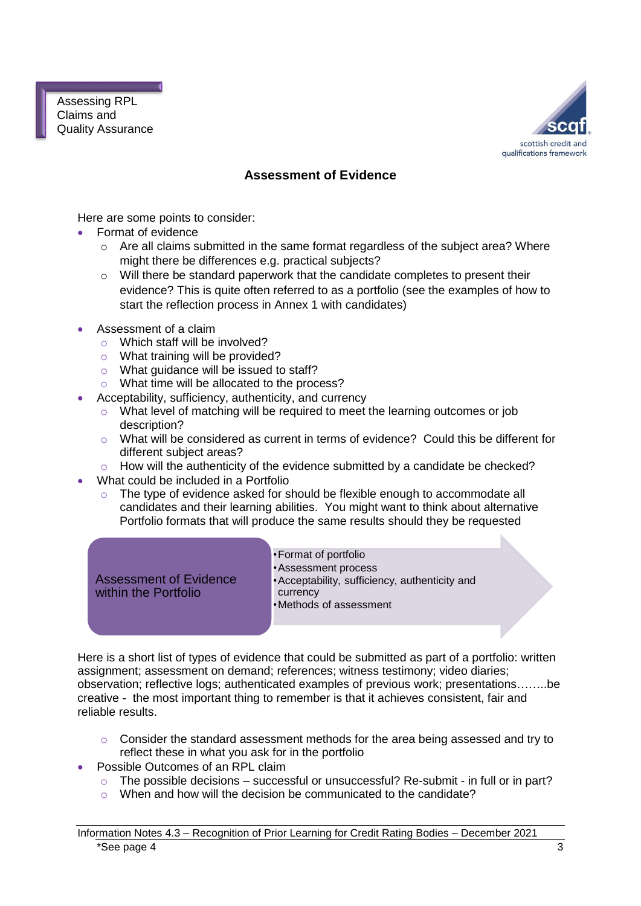## Assessment of Evidence

Here are some points to consider:

- Format of evidence
  - Are all claims submitted in the same format regardless of the subject area? Where might there be differences e.g. practical subjects?
  - Will there be standard paperwork that the candidate completes to present their evidence? This is quite often referred to as a portfolio (see the examples of how to start the reflection process in Annex 1 with candidates)

- Assessment of a claim
  - Which staff will be involved?
  - What training will be provided?
  - What guidance will be issued to staff?
  - What time will be allocated to the process?
- Acceptability, sufficiency, authenticity, and currency
  - What level of matching will be required to meet the learning outcomes or job description?
  - What will be considered as current in terms of evidence? Could this be different for different subject areas?
  - How will the authenticity of the evidence submitted by a candidate be checked?
- What could be included in a Portfolio
  - The type of evidence asked for should be flexible enough to accommodate all candidates and their learning abilities. You might want to think about alternative Portfolio formats that will produce the same results should they be requested

**Assessment of Evidence within the Portfolio**

- Format of portfolio
- Assessment process
- Acceptability, sufficiency, authenticity and currency
- Methods of assessment

Here is a short list of types of evidence that could be submitted as part of a portfolio: written assignment; assessment on demand; references; witness testimony; video diaries; observation; reflective logs; authenticated examples of previous work; presentations……..be creative - the most important thing to remember is that it achieves consistent, fair and reliable results.

- Consider the standard assessment methods for the area being assessed and try to reflect these in what you ask for in the portfolio

- Possible Outcomes of an RPL claim
  - The possible decisions – successful or unsuccessful? Re-submit - in full or in part?
  - When and how will the decision be communicated to the candidate?

*See page 4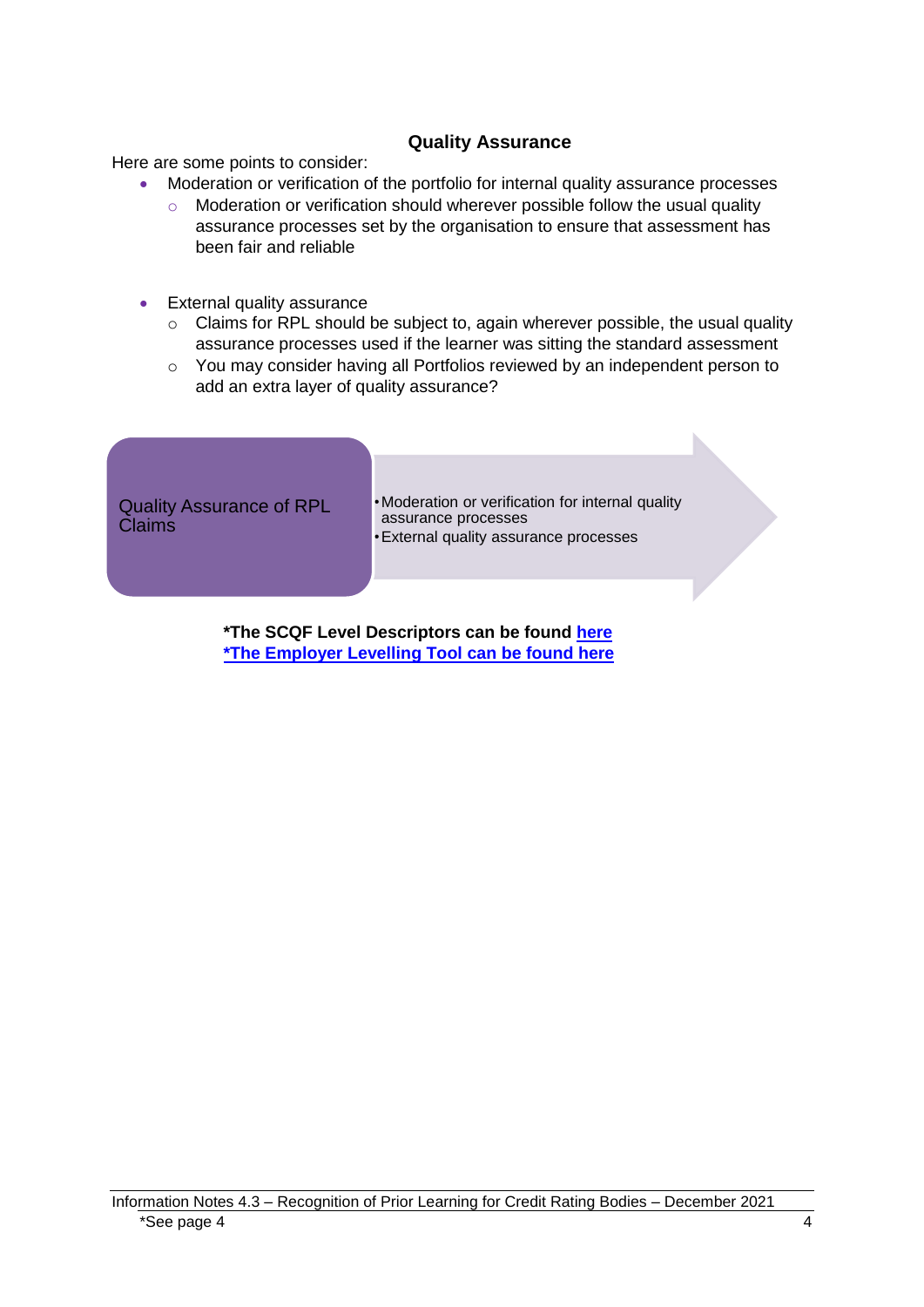## Quality Assurance

Here are some points to consider:

- Moderation or verification of the portfolio for internal quality assurance processes
  - Moderation or verification should wherever possible follow the usual quality assurance processes set by the organisation to ensure that assessment has been fair and reliable

- External quality assurance
  - Claims for RPL should be subject to, again wherever possible, the usual quality assurance processes used if the learner was sitting the standard assessment
  - You may consider having all Portfolios reviewed by an independent person to add an extra layer of quality assurance?

Quality Assurance of RPL Claims

- Moderation or verification for internal quality assurance processes
- External quality assurance processes

**\*The SCQF Level Descriptors can be found [here]()**
**[\*The Employer Levelling Tool can be found here]()**

Information Notes 4.3 – Recognition of Prior Learning for Credit Rating Bodies – December 2021

\*See page 4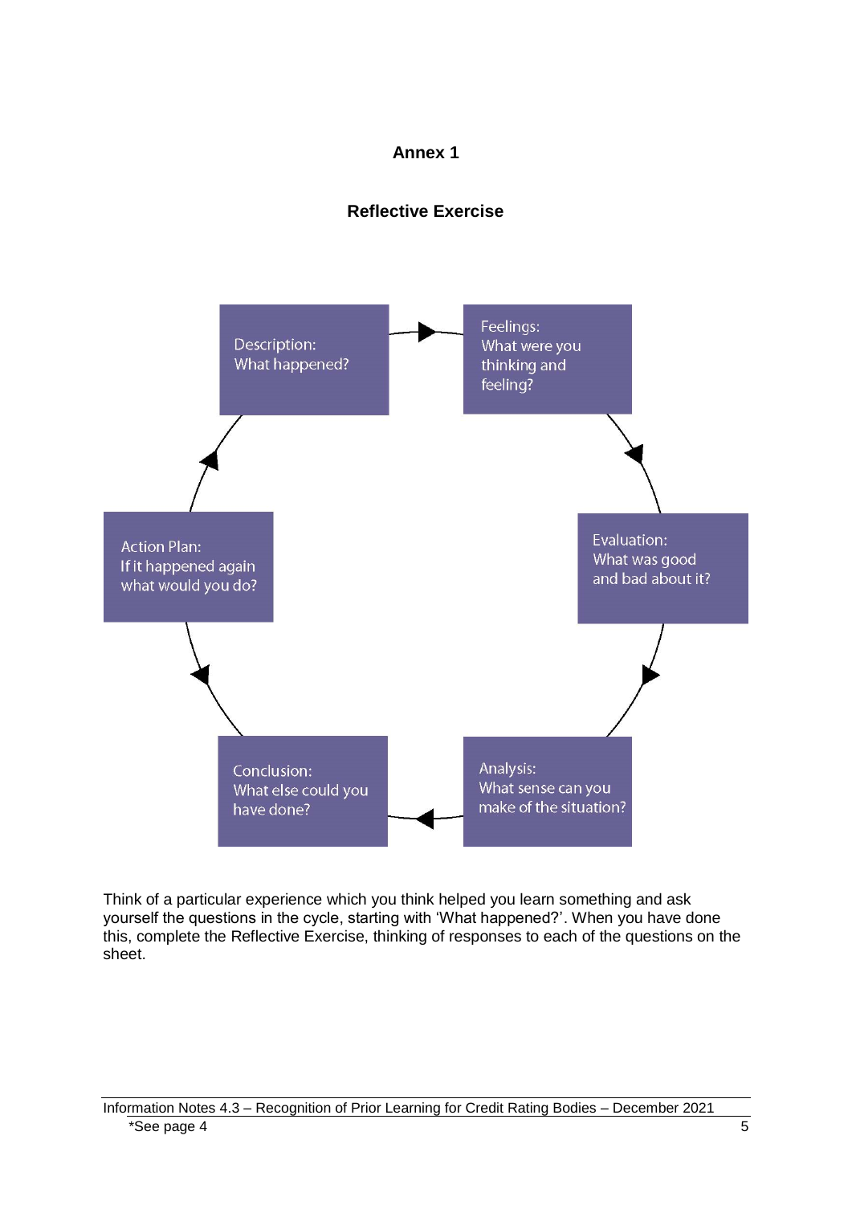## Annex 1

### Reflective Exercise

Description:
What happened?

Feelings:
What were you thinking and feeling?

Evaluation:
What was good and bad about it?

Analysis:
What sense can you make of the situation?

Conclusion:
What else could you have done?

Action Plan:
If it happened again what would you do?

Think of a particular experience which you think helped you learn something and ask yourself the questions in the cycle, starting with 'What happened?'. When you have done this, complete the Reflective Exercise, thinking of responses to each of the questions on the sheet.

*See page 4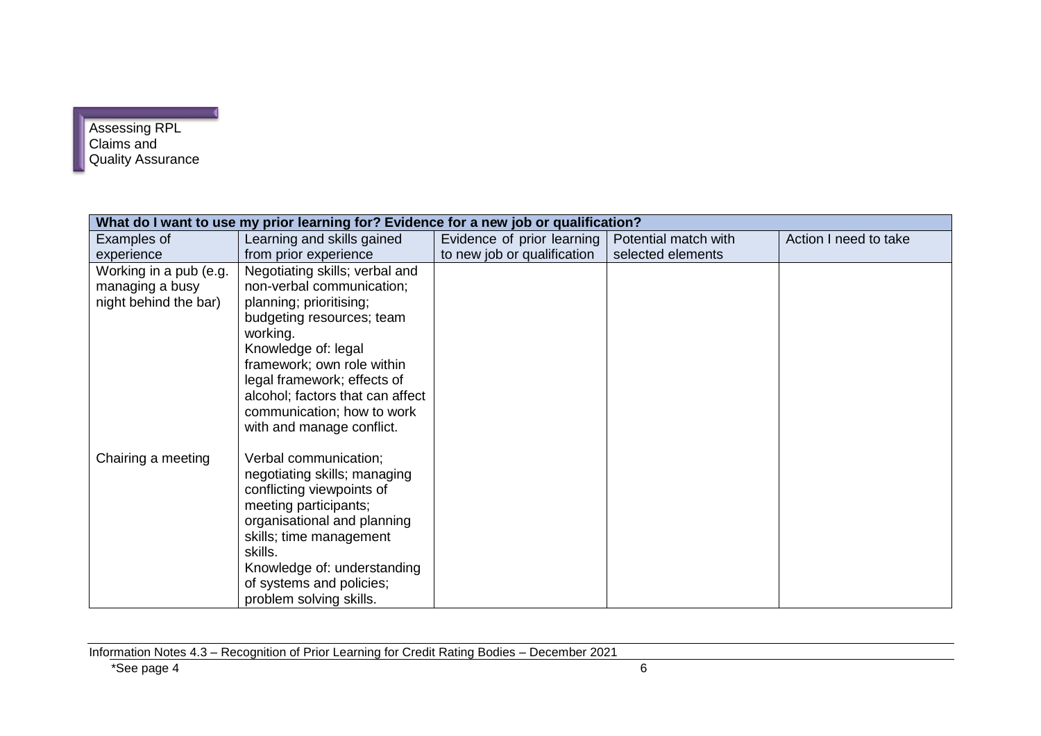Assessing RPL Claims and Quality Assurance

| What do I want to use my prior learning for? Evidence for a new job or qualification? | | | | |
|---|---|---|---|---|
| Examples of experience | Learning and skills gained from prior experience | Evidence of prior learning to new job or qualification | Potential match with selected elements | Action I need to take |
| Working in a pub (e.g. managing a busy night behind the bar) | Negotiating skills; verbal and non-verbal communication; planning; prioritising; budgeting resources; team working.<br>Knowledge of: legal framework; own role within legal framework; effects of alcohol; factors that can affect communication; how to work with and manage conflict. | | | |
| Chairing a meeting | Verbal communication; negotiating skills; managing conflicting viewpoints of meeting participants; organisational and planning skills; time management skills.<br>Knowledge of: understanding of systems and policies; problem solving skills. | | | |

Information Notes 4.3 – Recognition of Prior Learning for Credit Rating Bodies – December 2021

*See page 4